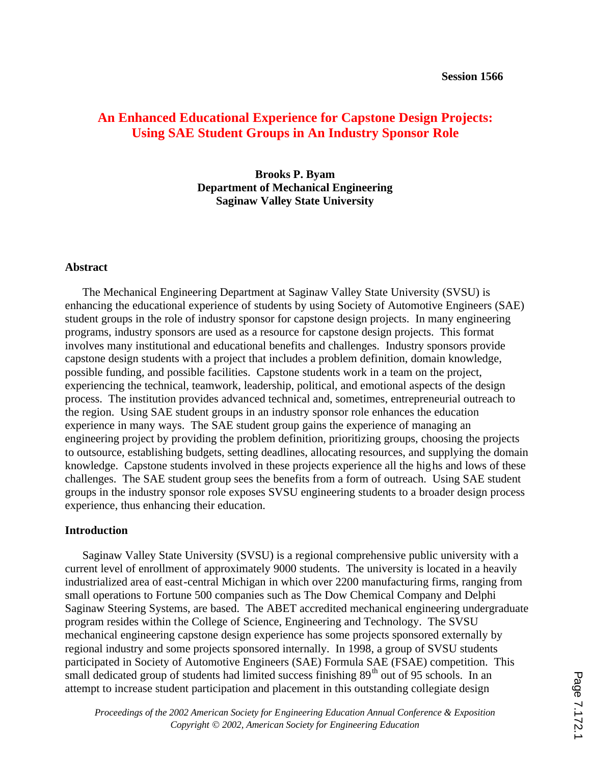Session 1566

# An Enhanced Educational Experience for Capstone Design Projects: Using SAE Student Groups in An Industry Sponsor Role

**Brooks P. Byam**
**Department of Mechanical Engineering**
**Saginaw Valley State University**

## Abstract

The Mechanical Engineering Department at Saginaw Valley State University (SVSU) is enhancing the educational experience of students by using Society of Automotive Engineers (SAE) student groups in the role of industry sponsor for capstone design projects. In many engineering programs, industry sponsors are used as a resource for capstone design projects. This format involves many institutional and educational benefits and challenges. Industry sponsors provide capstone design students with a project that includes a problem definition, domain knowledge, possible funding, and possible facilities. Capstone students work in a team on the project, experiencing the technical, teamwork, leadership, political, and emotional aspects of the design process. The institution provides advanced technical and, sometimes, entrepreneurial outreach to the region. Using SAE student groups in an industry sponsor role enhances the education experience in many ways. The SAE student group gains the experience of managing an engineering project by providing the problem definition, prioritizing groups, choosing the projects to outsource, establishing budgets, setting deadlines, allocating resources, and supplying the domain knowledge. Capstone students involved in these projects experience all the highs and lows of these challenges. The SAE student group sees the benefits from a form of outreach. Using SAE student groups in the industry sponsor role exposes SVSU engineering students to a broader design process experience, thus enhancing their education.

## Introduction

Saginaw Valley State University (SVSU) is a regional comprehensive public university with a current level of enrollment of approximately 9000 students. The university is located in a heavily industrialized area of east-central Michigan in which over 2200 manufacturing firms, ranging from small operations to Fortune 500 companies such as The Dow Chemical Company and Delphi Saginaw Steering Systems, are based. The ABET accredited mechanical engineering undergraduate program resides within the College of Science, Engineering and Technology. The SVSU mechanical engineering capstone design experience has some projects sponsored externally by regional industry and some projects sponsored internally. In 1998, a group of SVSU students participated in Society of Automotive Engineers (SAE) Formula SAE (FSAE) competition. This small dedicated group of students had limited success finishing 89th out of 95 schools. In an attempt to increase student participation and placement in this outstanding collegiate design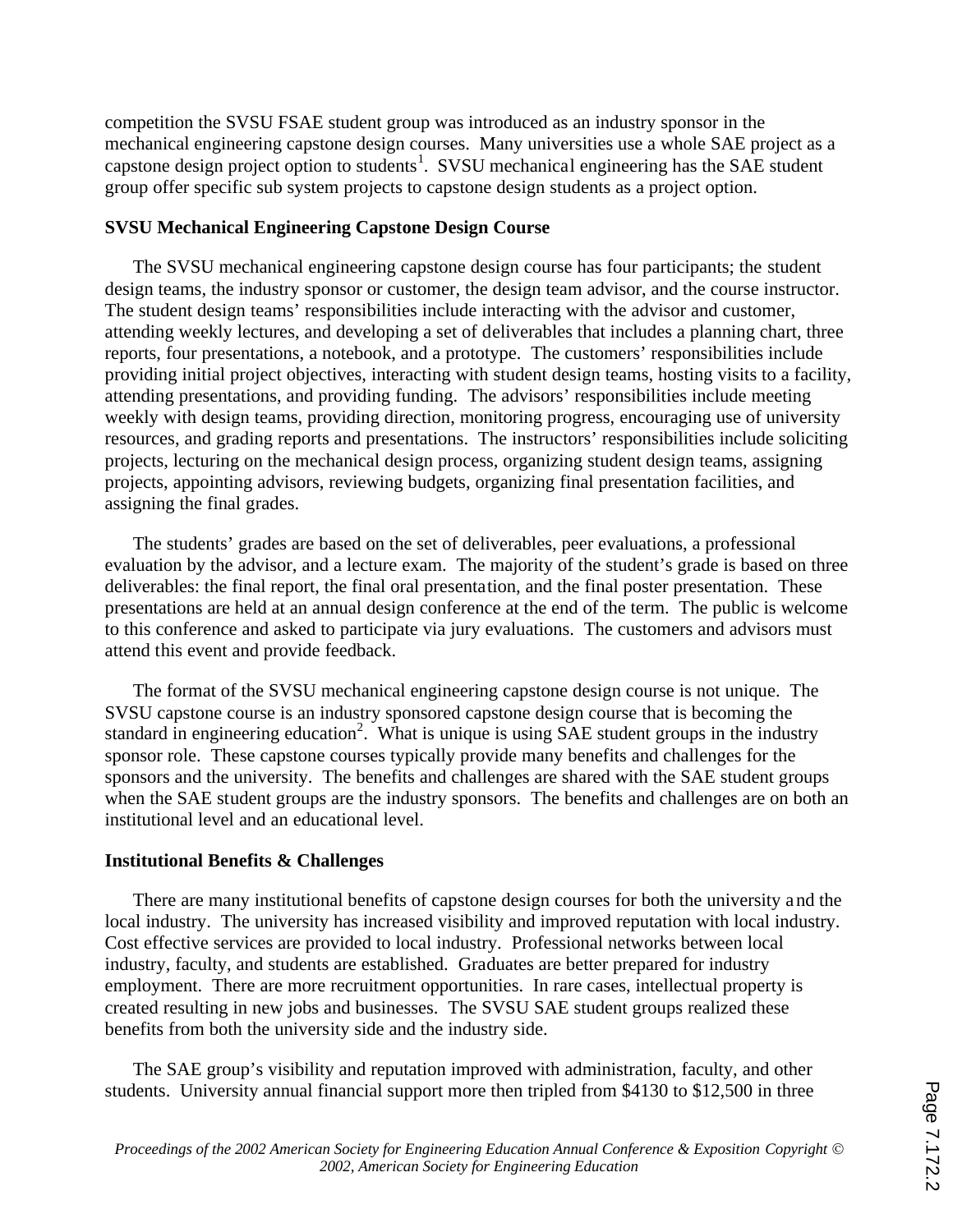competition the SVSU FSAE student group was introduced as an industry sponsor in the mechanical engineering capstone design courses. Many universities use a whole SAE project as a capstone design project option to students[1]. SVSU mechanical engineering has the SAE student group offer specific sub system projects to capstone design students as a project option.

**SVSU Mechanical Engineering Capstone Design Course**

The SVSU mechanical engineering capstone design course has four participants; the student design teams, the industry sponsor or customer, the design team advisor, and the course instructor. The student design teams' responsibilities include interacting with the advisor and customer, attending weekly lectures, and developing a set of deliverables that includes a planning chart, three reports, four presentations, a notebook, and a prototype. The customers' responsibilities include providing initial project objectives, interacting with student design teams, hosting visits to a facility, attending presentations, and providing funding. The advisors' responsibilities include meeting weekly with design teams, providing direction, monitoring progress, encouraging use of university resources, and grading reports and presentations. The instructors' responsibilities include soliciting projects, lecturing on the mechanical design process, organizing student design teams, assigning projects, appointing advisors, reviewing budgets, organizing final presentation facilities, and assigning the final grades.

The students' grades are based on the set of deliverables, peer evaluations, a professional evaluation by the advisor, and a lecture exam. The majority of the student's grade is based on three deliverables: the final report, the final oral presentation, and the final poster presentation. These presentations are held at an annual design conference at the end of the term. The public is welcome to this conference and asked to participate via jury evaluations. The customers and advisors must attend this event and provide feedback.

The format of the SVSU mechanical engineering capstone design course is not unique. The SVSU capstone course is an industry sponsored capstone design course that is becoming the standard in engineering education[2]. What is unique is using SAE student groups in the industry sponsor role. These capstone courses typically provide many benefits and challenges for the sponsors and the university. The benefits and challenges are shared with the SAE student groups when the SAE student groups are the industry sponsors. The benefits and challenges are on both an institutional level and an educational level.

**Institutional Benefits & Challenges**

There are many institutional benefits of capstone design courses for both the university and the local industry. The university has increased visibility and improved reputation with local industry. Cost effective services are provided to local industry. Professional networks between local industry, faculty, and students are established. Graduates are better prepared for industry employment. There are more recruitment opportunities. In rare cases, intellectual property is created resulting in new jobs and businesses. The SVSU SAE student groups realized these benefits from both the university side and the industry side.

The SAE group's visibility and reputation improved with administration, faculty, and other students. University annual financial support more then tripled from $4130 to $12,500 in three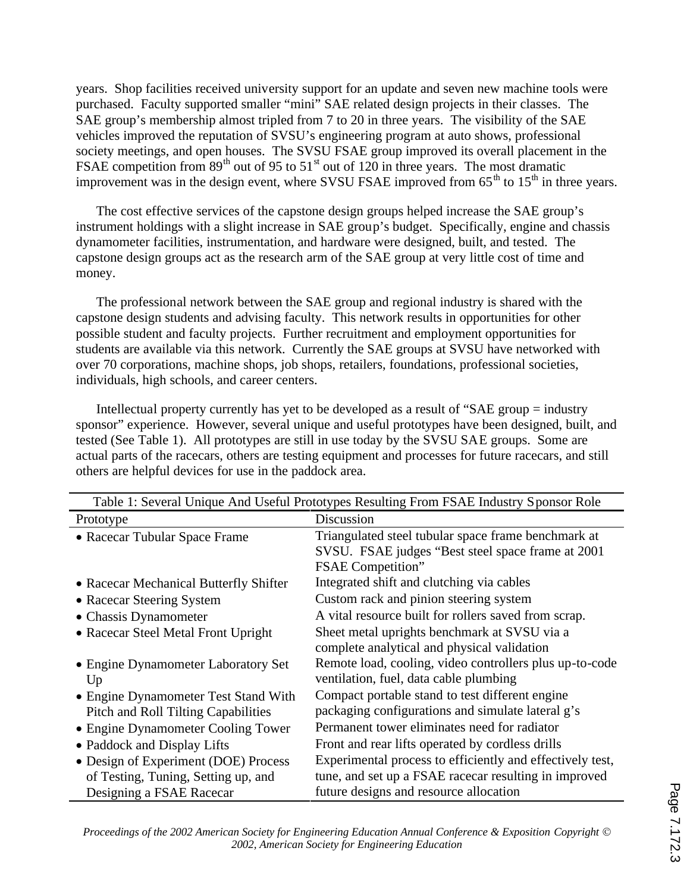years. Shop facilities received university support for an update and seven new machine tools were purchased. Faculty supported smaller "mini" SAE related design projects in their classes. The SAE group's membership almost tripled from 7 to 20 in three years. The visibility of the SAE vehicles improved the reputation of SVSU's engineering program at auto shows, professional society meetings, and open houses. The SVSU FSAE group improved its overall placement in the FSAE competition from 89th out of 95 to 51st out of 120 in three years. The most dramatic improvement was in the design event, where SVSU FSAE improved from 65th to 15th in three years.

The cost effective services of the capstone design groups helped increase the SAE group's instrument holdings with a slight increase in SAE group's budget. Specifically, engine and chassis dynamometer facilities, instrumentation, and hardware were designed, built, and tested. The capstone design groups act as the research arm of the SAE group at very little cost of time and money.

The professional network between the SAE group and regional industry is shared with the capstone design students and advising faculty. This network results in opportunities for other possible student and faculty projects. Further recruitment and employment opportunities for students are available via this network. Currently the SAE groups at SVSU have networked with over 70 corporations, machine shops, job shops, retailers, foundations, professional societies, individuals, high schools, and career centers.

Intellectual property currently has yet to be developed as a result of "SAE group = industry sponsor" experience. However, several unique and useful prototypes have been designed, built, and tested (See Table 1). All prototypes are still in use today by the SVSU SAE groups. Some are actual parts of the racecars, others are testing equipment and processes for future racecars, and still others are helpful devices for use in the paddock area.

Table 1: Several Unique And Useful Prototypes Resulting From FSAE Industry Sponsor Role

| Prototype | Discussion |
|---|---|
| • Racecar Tubular Space Frame | Triangulated steel tubular space frame benchmark at SVSU. FSAE judges "Best steel space frame at 2001 FSAE Competition" |
| • Racecar Mechanical Butterfly Shifter | Integrated shift and clutching via cables |
| • Racecar Steering System | Custom rack and pinion steering system |
| • Chassis Dynamometer | A vital resource built for rollers saved from scrap. |
| • Racecar Steel Metal Front Upright | Sheet metal uprights benchmark at SVSU via a complete analytical and physical validation |
| • Engine Dynamometer Laboratory Set Up | Remote load, cooling, video controllers plus up-to-code ventilation, fuel, data cable plumbing |
| • Engine Dynamometer Test Stand With Pitch and Roll Tilting Capabilities | Compact portable stand to test different engine packaging configurations and simulate lateral g's |
| • Engine Dynamometer Cooling Tower | Permanent tower eliminates need for radiator |
| • Paddock and Display Lifts | Front and rear lifts operated by cordless drills |
| • Design of Experiment (DOE) Process of Testing, Tuning, Setting up, and Designing a FSAE Racecar | Experimental process to efficiently and effectively test, tune, and set up a FSAE racecar resulting in improved future designs and resource allocation |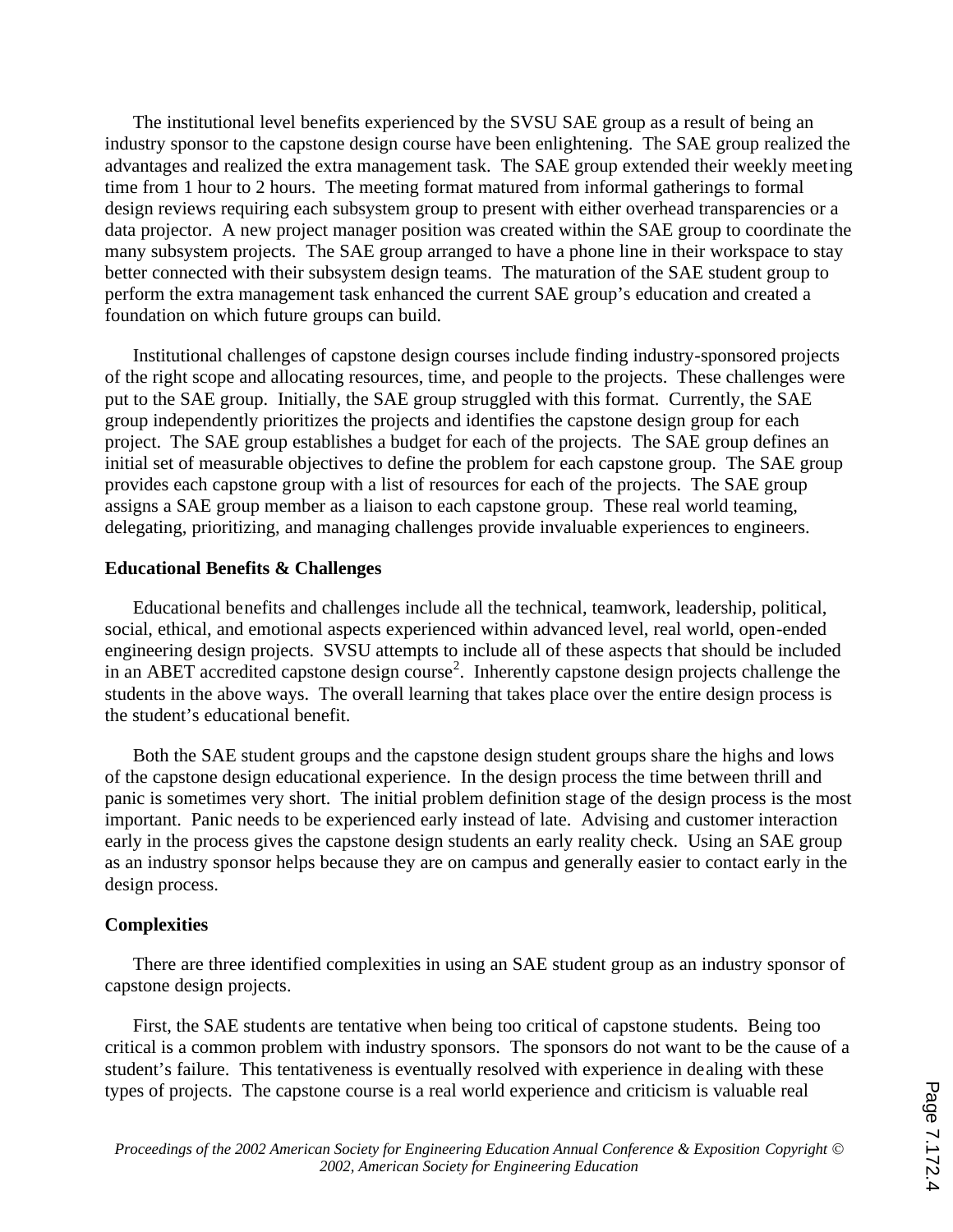The institutional level benefits experienced by the SVSU SAE group as a result of being an industry sponsor to the capstone design course have been enlightening. The SAE group realized the advantages and realized the extra management task. The SAE group extended their weekly meeting time from 1 hour to 2 hours. The meeting format matured from informal gatherings to formal design reviews requiring each subsystem group to present with either overhead transparencies or a data projector. A new project manager position was created within the SAE group to coordinate the many subsystem projects. The SAE group arranged to have a phone line in their workspace to stay better connected with their subsystem design teams. The maturation of the SAE student group to perform the extra management task enhanced the current SAE group's education and created a foundation on which future groups can build.

Institutional challenges of capstone design courses include finding industry-sponsored projects of the right scope and allocating resources, time, and people to the projects. These challenges were put to the SAE group. Initially, the SAE group struggled with this format. Currently, the SAE group independently prioritizes the projects and identifies the capstone design group for each project. The SAE group establishes a budget for each of the projects. The SAE group defines an initial set of measurable objectives to define the problem for each capstone group. The SAE group provides each capstone group with a list of resources for each of the projects. The SAE group assigns a SAE group member as a liaison to each capstone group. These real world teaming, delegating, prioritizing, and managing challenges provide invaluable experiences to engineers.

**Educational Benefits & Challenges**

Educational benefits and challenges include all the technical, teamwork, leadership, political, social, ethical, and emotional aspects experienced within advanced level, real world, open-ended engineering design projects. SVSU attempts to include all of these aspects that should be included in an ABET accredited capstone design course[2]. Inherently capstone design projects challenge the students in the above ways. The overall learning that takes place over the entire design process is the student's educational benefit.

Both the SAE student groups and the capstone design student groups share the highs and lows of the capstone design educational experience. In the design process the time between thrill and panic is sometimes very short. The initial problem definition stage of the design process is the most important. Panic needs to be experienced early instead of late. Advising and customer interaction early in the process gives the capstone design students an early reality check. Using an SAE group as an industry sponsor helps because they are on campus and generally easier to contact early in the design process.

**Complexities**

There are three identified complexities in using an SAE student group as an industry sponsor of capstone design projects.

First, the SAE students are tentative when being too critical of capstone students. Being too critical is a common problem with industry sponsors. The sponsors do not want to be the cause of a student's failure. This tentativeness is eventually resolved with experience in dealing with these types of projects. The capstone course is a real world experience and criticism is valuable real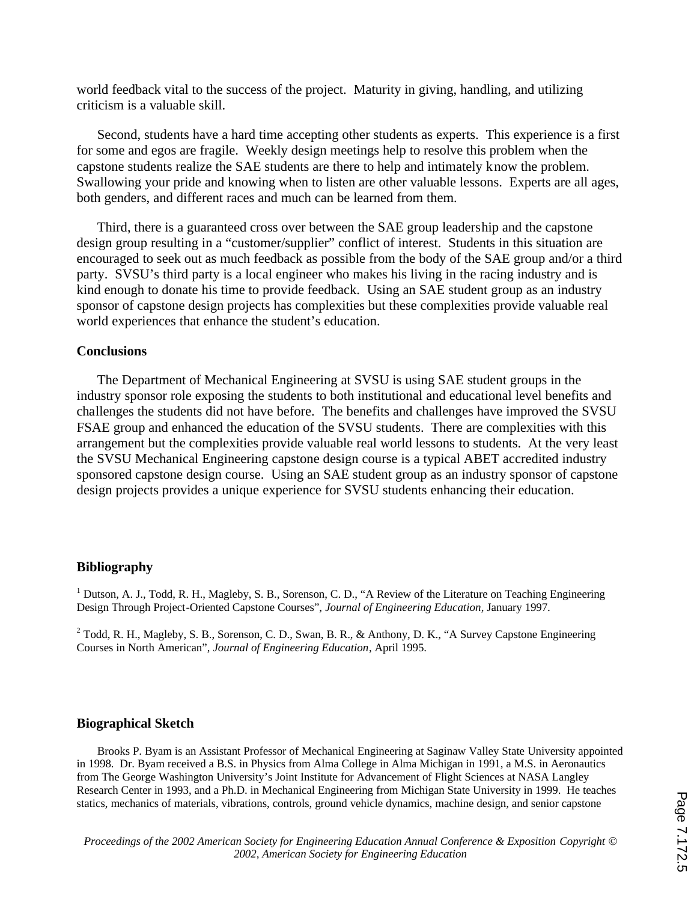world feedback vital to the success of the project. Maturity in giving, handling, and utilizing criticism is a valuable skill.

Second, students have a hard time accepting other students as experts. This experience is a first for some and egos are fragile. Weekly design meetings help to resolve this problem when the capstone students realize the SAE students are there to help and intimately know the problem. Swallowing your pride and knowing when to listen are other valuable lessons. Experts are all ages, both genders, and different races and much can be learned from them.

Third, there is a guaranteed cross over between the SAE group leadership and the capstone design group resulting in a "customer/supplier" conflict of interest. Students in this situation are encouraged to seek out as much feedback as possible from the body of the SAE group and/or a third party. SVSU's third party is a local engineer who makes his living in the racing industry and is kind enough to donate his time to provide feedback. Using an SAE student group as an industry sponsor of capstone design projects has complexities but these complexities provide valuable real world experiences that enhance the student's education.

## Conclusions

The Department of Mechanical Engineering at SVSU is using SAE student groups in the industry sponsor role exposing the students to both institutional and educational level benefits and challenges the students did not have before. The benefits and challenges have improved the SVSU FSAE group and enhanced the education of the SVSU students. There are complexities with this arrangement but the complexities provide valuable real world lessons to students. At the very least the SVSU Mechanical Engineering capstone design course is a typical ABET accredited industry sponsored capstone design course. Using an SAE student group as an industry sponsor of capstone design projects provides a unique experience for SVSU students enhancing their education.

## Bibliography

[1] Dutson, A. J., Todd, R. H., Magleby, S. B., Sorenson, C. D., "A Review of the Literature on Teaching Engineering Design Through Project-Oriented Capstone Courses", *Journal of Engineering Education*, January 1997.

[2] Todd, R. H., Magleby, S. B., Sorenson, C. D., Swan, B. R., & Anthony, D. K., "A Survey Capstone Engineering Courses in North American", *Journal of Engineering Education*, April 1995.

## Biographical Sketch

Brooks P. Byam is an Assistant Professor of Mechanical Engineering at Saginaw Valley State University appointed in 1998. Dr. Byam received a B.S. in Physics from Alma College in Alma Michigan in 1991, a M.S. in Aeronautics from The George Washington University's Joint Institute for Advancement of Flight Sciences at NASA Langley Research Center in 1993, and a Ph.D. in Mechanical Engineering from Michigan State University in 1999. He teaches statics, mechanics of materials, vibrations, controls, ground vehicle dynamics, machine design, and senior capstone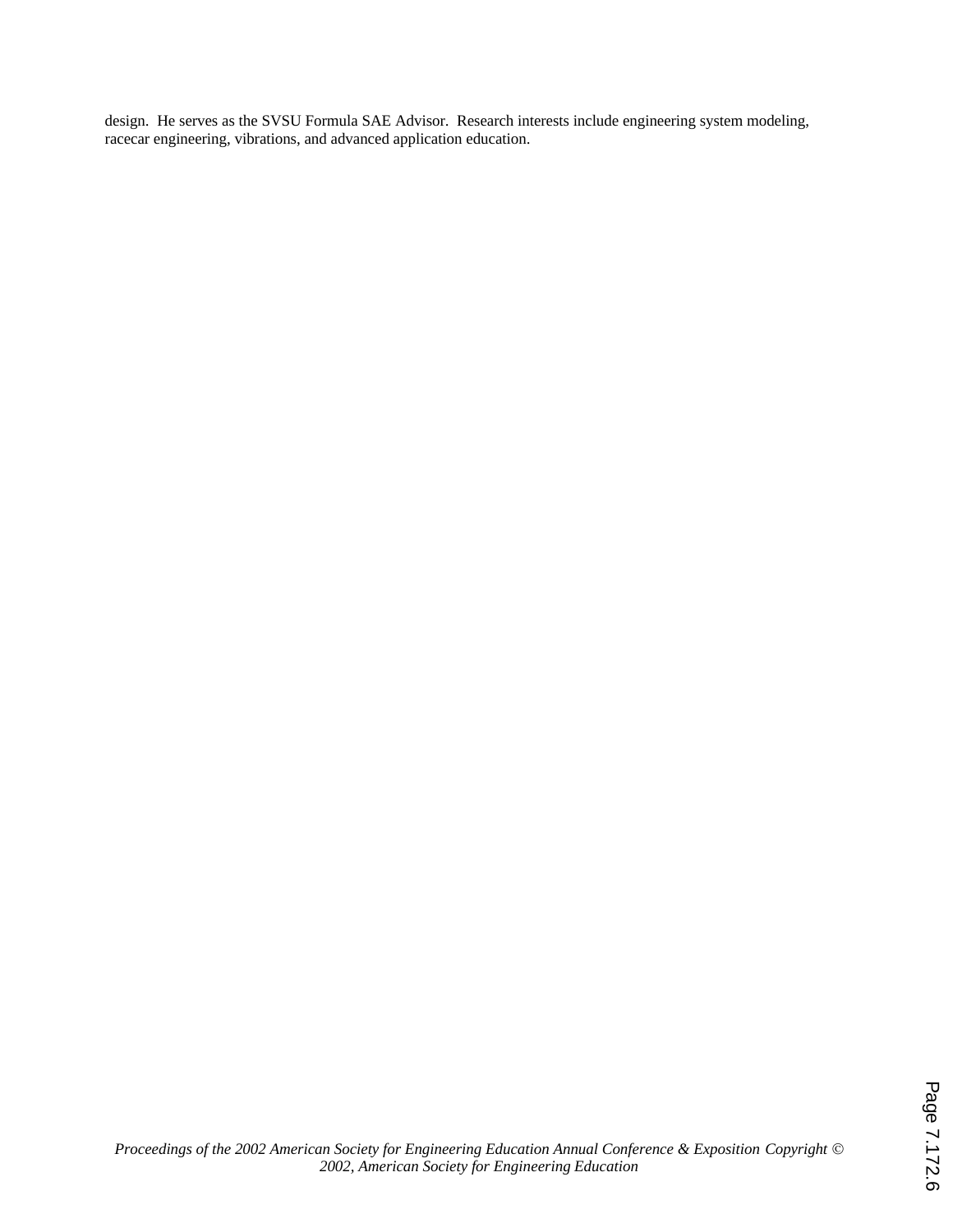design.  He serves as the SVSU Formula SAE Advisor.  Research interests include engineering system modeling, racecar engineering, vibrations, and advanced application education.